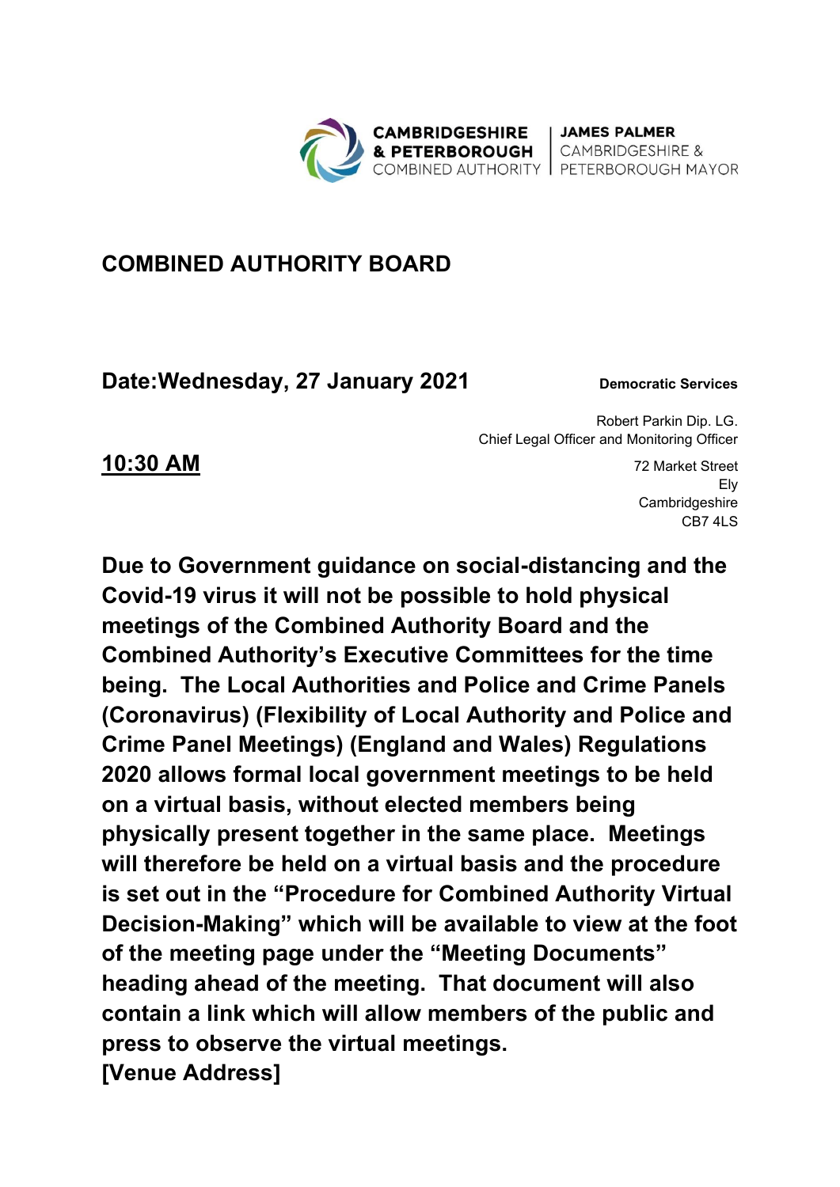**CAMBRIDGESHIRE & PETERBOROUGH** COMBINED AUTHORITY | **JAMES PALMER** CAMBRIDGESHIRE & PETERBOROUGH MAYOR

# COMBINED AUTHORITY BOARD

## Date:Wednesday, 27 January 2021

**Democratic Services**

Robert Parkin Dip. LG.
Chief Legal Officer and Monitoring Officer

**10:30 AM**

72 Market Street
Ely
Cambridgeshire
CB7 4LS

**Due to Government guidance on social-distancing and the Covid-19 virus it will not be possible to hold physical meetings of the Combined Authority Board and the Combined Authority's Executive Committees for the time being. The Local Authorities and Police and Crime Panels (Coronavirus) (Flexibility of Local Authority and Police and Crime Panel Meetings) (England and Wales) Regulations 2020 allows formal local government meetings to be held on a virtual basis, without elected members being physically present together in the same place. Meetings will therefore be held on a virtual basis and the procedure is set out in the "Procedure for Combined Authority Virtual Decision-Making" which will be available to view at the foot of the meeting page under the "Meeting Documents" heading ahead of the meeting. That document will also contain a link which will allow members of the public and press to observe the virtual meetings.**
**[Venue Address]**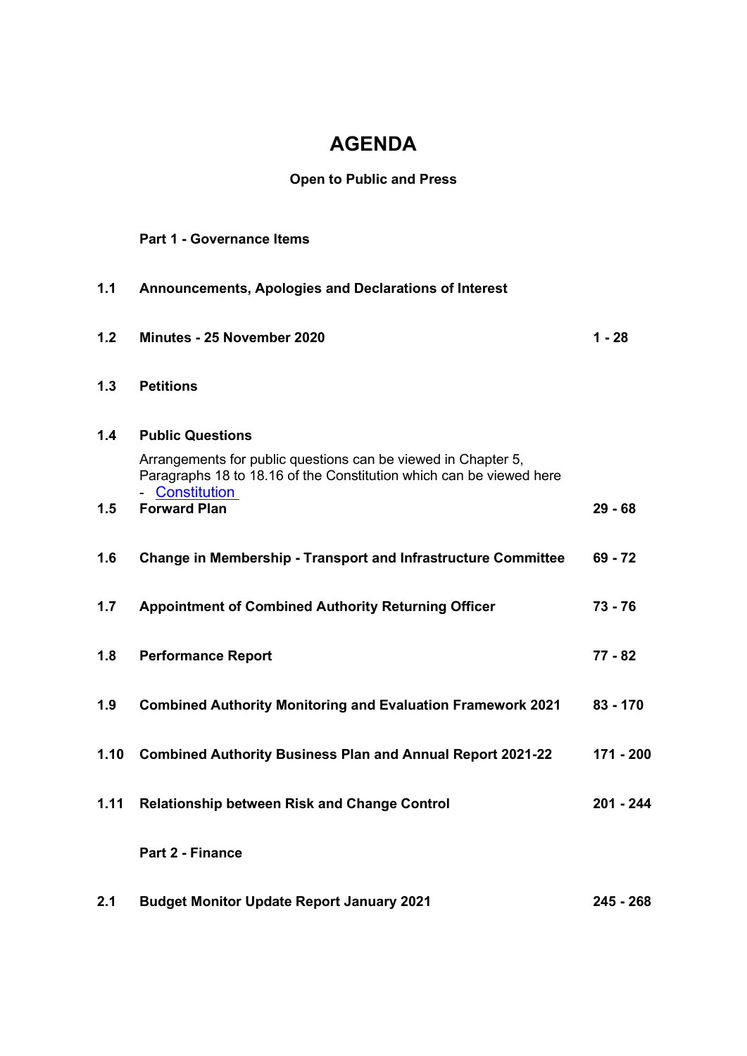# AGENDA

**Open to Public and Press**

| | | |
|---|---|---|
| | **Part 1 - Governance Items** | |
| **1.1** | **Announcements, Apologies and Declarations of Interest** | |
| **1.2** | **Minutes - 25 November 2020** | **1 - 28** |
| **1.3** | **Petitions** | |
| **1.4** | **Public Questions**<br>Arrangements for public questions can be viewed in Chapter 5, Paragraphs 18 to 18.16 of the Constitution which can be viewed here - Constitution | |
| **1.5** | **Forward Plan** | **29 - 68** |
| **1.6** | **Change in Membership - Transport and Infrastructure Committee** | **69 - 72** |
| **1.7** | **Appointment of Combined Authority Returning Officer** | **73 - 76** |
| **1.8** | **Performance Report** | **77 - 82** |
| **1.9** | **Combined Authority Monitoring and Evaluation Framework 2021** | **83 - 170** |
| **1.10** | **Combined Authority Business Plan and Annual Report 2021-22** | **171 - 200** |
| **1.11** | **Relationship between Risk and Change Control** | **201 - 244** |
| | **Part 2 - Finance** | |
| **2.1** | **Budget Monitor Update Report January 2021** | **245 - 268** |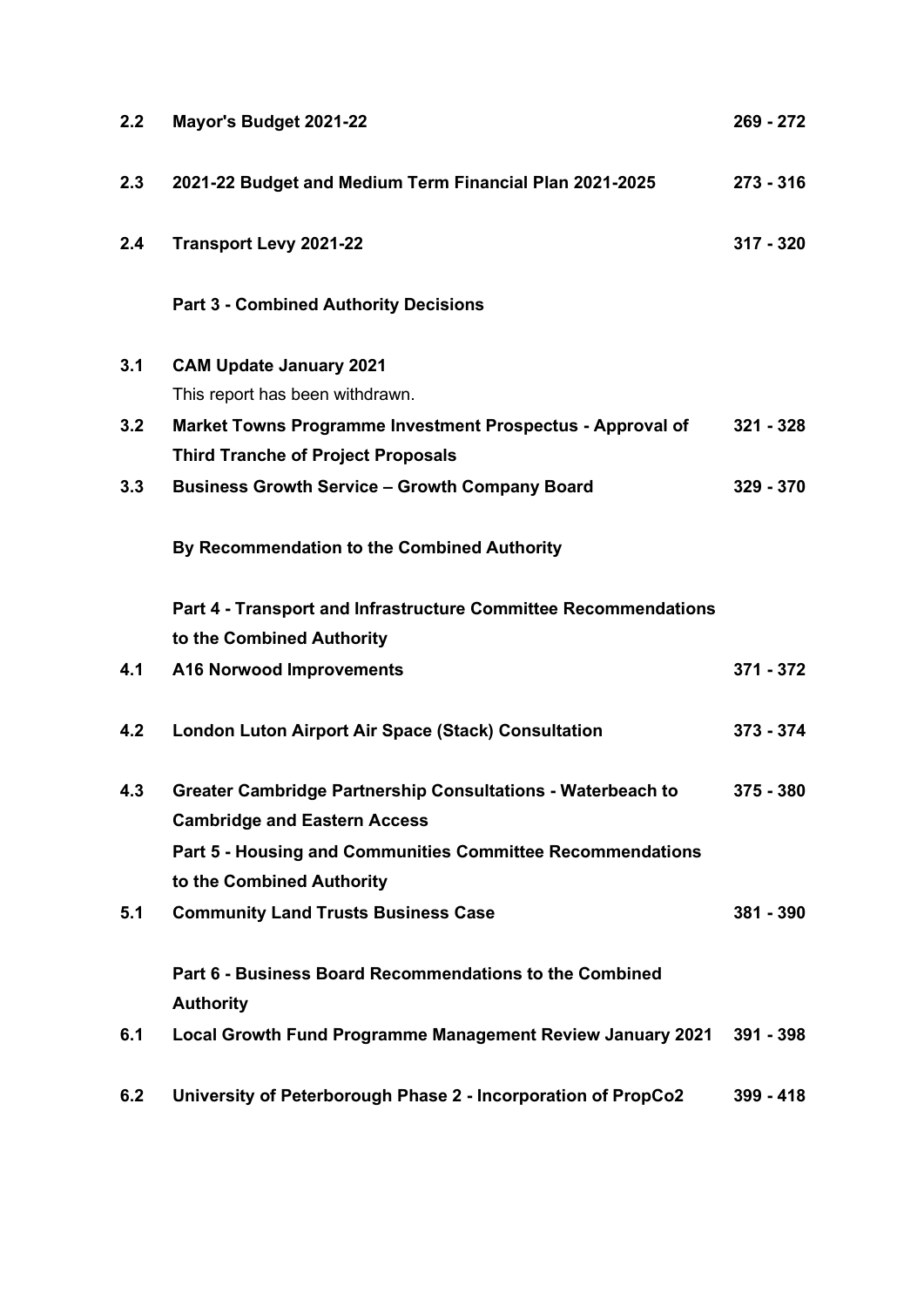| | | |
|---|---|---|
| **2.2** | **Mayor's Budget 2021-22** | **269 - 272** |
| **2.3** | **2021-22 Budget and Medium Term Financial Plan 2021-2025** | **273 - 316** |
| **2.4** | **Transport Levy 2021-22** | **317 - 320** |
| | **Part 3 - Combined Authority Decisions** | |
| **3.1** | **CAM Update January 2021**<br>This report has been withdrawn. | |
| **3.2** | **Market Towns Programme Investment Prospectus - Approval of Third Tranche of Project Proposals** | **321 - 328** |
| **3.3** | **Business Growth Service – Growth Company Board** | **329 - 370** |
| | **By Recommendation to the Combined Authority** | |
| | **Part 4 - Transport and Infrastructure Committee Recommendations to the Combined Authority** | |
| **4.1** | **A16 Norwood Improvements** | **371 - 372** |
| **4.2** | **London Luton Airport Air Space (Stack) Consultation** | **373 - 374** |
| **4.3** | **Greater Cambridge Partnership Consultations - Waterbeach to Cambridge and Eastern Access** | **375 - 380** |
| | **Part 5 - Housing and Communities Committee Recommendations to the Combined Authority** | |
| **5.1** | **Community Land Trusts Business Case** | **381 - 390** |
| | **Part 6 - Business Board Recommendations to the Combined Authority** | |
| **6.1** | **Local Growth Fund Programme Management Review January 2021** | **391 - 398** |
| **6.2** | **University of Peterborough Phase 2 - Incorporation of PropCo2** | **399 - 418** |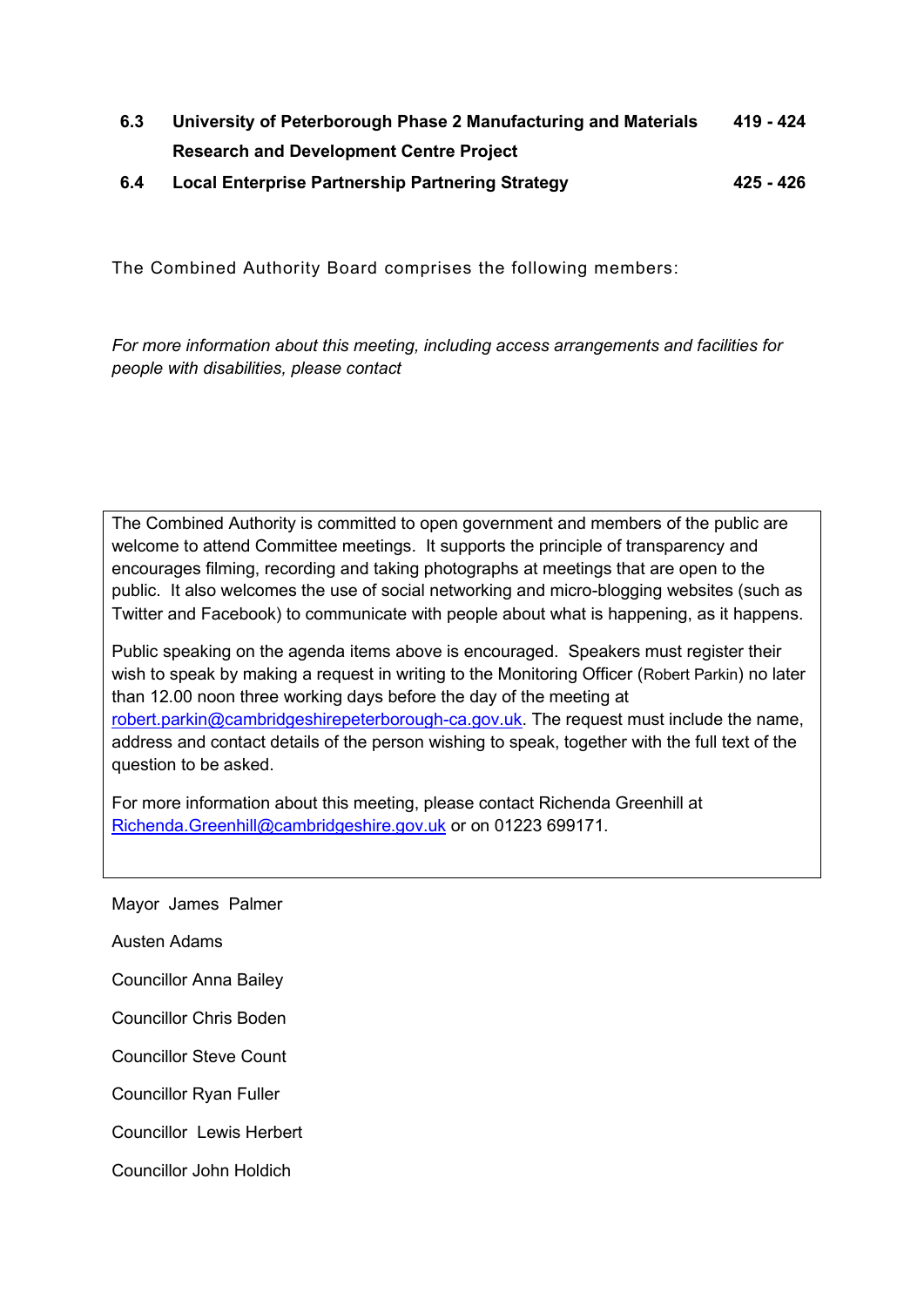| | | |
|---|---|---|
| **6.3** | **University of Peterborough Phase 2 Manufacturing and Materials Research and Development Centre Project** | **419 - 424** |
| **6.4** | **Local Enterprise Partnership Partnering Strategy** | **425 - 426** |

The Combined Authority Board comprises the following members:

*For more information about this meeting, including access arrangements and facilities for people with disabilities, please contact*

The Combined Authority is committed to open government and members of the public are welcome to attend Committee meetings. It supports the principle of transparency and encourages filming, recording and taking photographs at meetings that are open to the public. It also welcomes the use of social networking and micro-blogging websites (such as Twitter and Facebook) to communicate with people about what is happening, as it happens.

Public speaking on the agenda items above is encouraged. Speakers must register their wish to speak by making a request in writing to the Monitoring Officer (Robert Parkin) no later than 12.00 noon three working days before the day of the meeting at [robert.parkin@cambridgeshirepeterborough-ca.gov.uk](mailto:robert.parkin@cambridgeshirepeterborough-ca.gov.uk). The request must include the name, address and contact details of the person wishing to speak, together with the full text of the question to be asked.

For more information about this meeting, please contact Richenda Greenhill at [Richenda.Greenhill@cambridgeshire.gov.uk](mailto:Richenda.Greenhill@cambridgeshire.gov.uk) or on 01223 699171.

Mayor James Palmer

Austen Adams

Councillor Anna Bailey

Councillor Chris Boden

Councillor Steve Count

Councillor Ryan Fuller

Councillor Lewis Herbert

Councillor John Holdich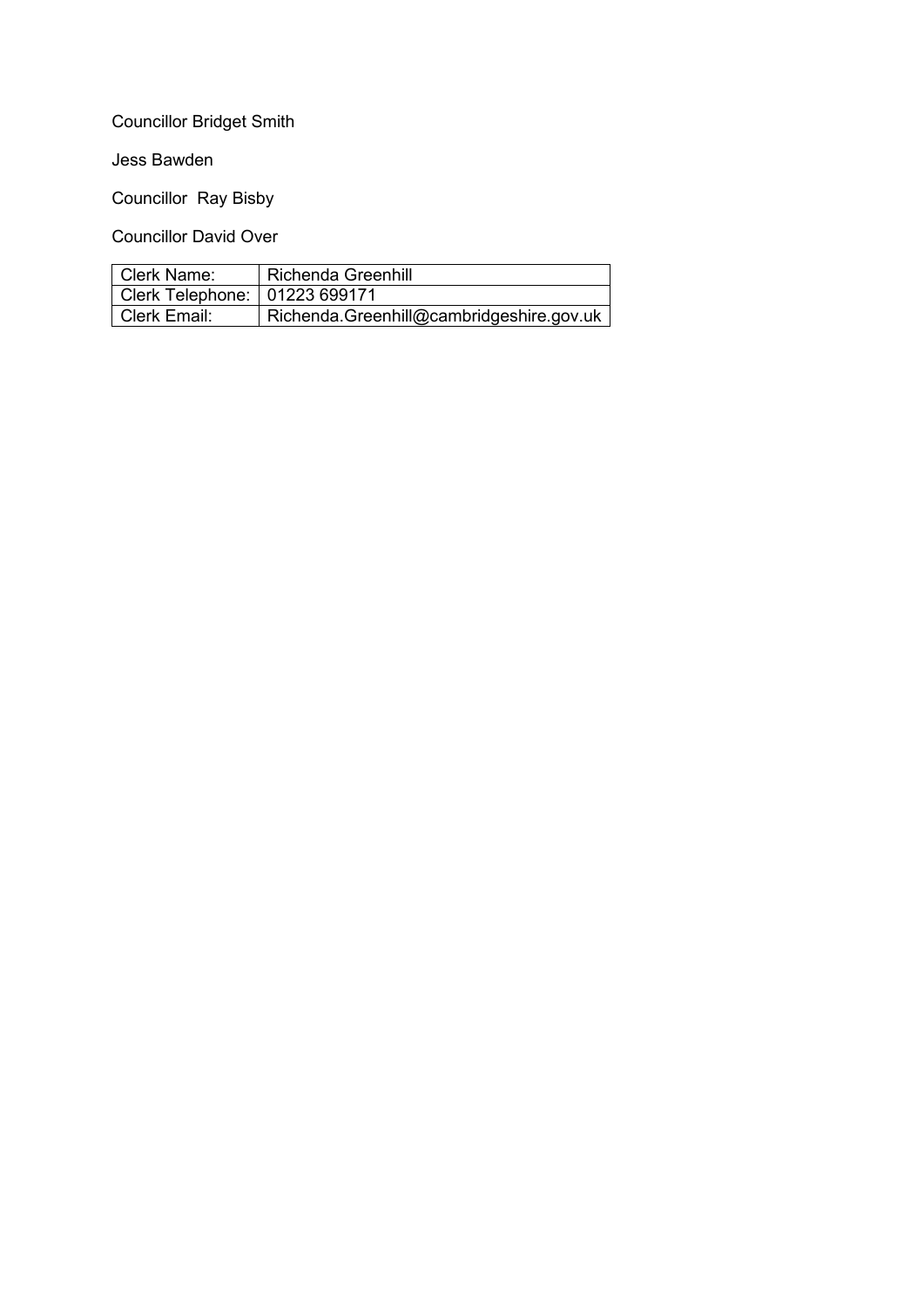Councillor Bridget Smith

Jess Bawden

Councillor  Ray Bisby

Councillor David Over

| | |
|---|---|
| Clerk Name: | Richenda Greenhill |
| Clerk Telephone: | 01223 699171 |
| Clerk Email: | Richenda.Greenhill@cambridgeshire.gov.uk |